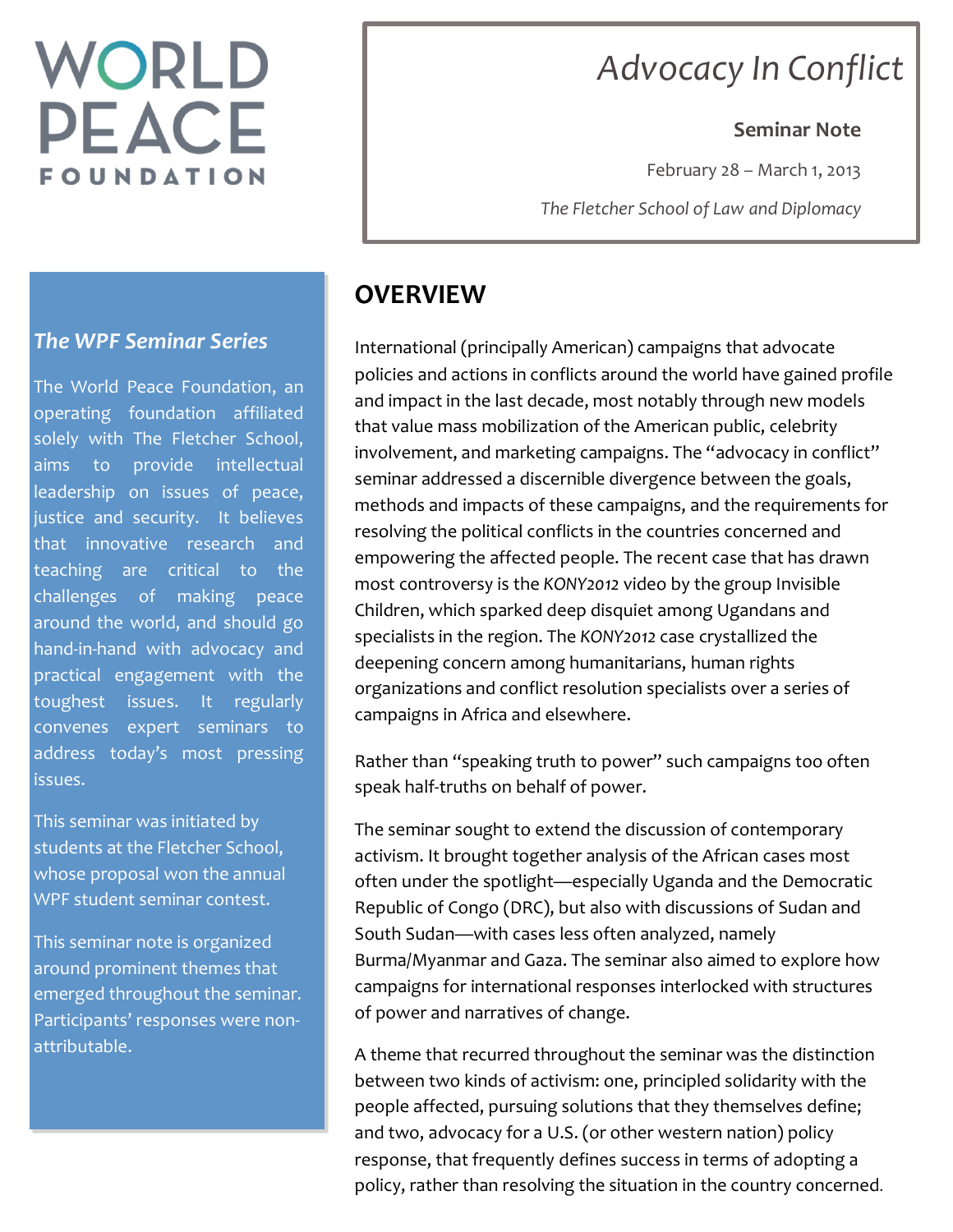WORLD PEACE FOUNDATION

# *Advocacy In Conflict*

**Seminar Note**

February 28 – March 1, 2013

*The Fletcher School of Law and Diplomacy*

### *The WPF Seminar Series*

The World Peace Foundation, an operating foundation affiliated solely with The Fletcher School, aims to provide intellectual leadership on issues of peace, justice and security. It believes that innovative research and teaching are critical to the challenges of making peace around the world, and should go hand-in-hand with advocacy and practical engagement with the toughest issues. It regularly convenes expert seminars to address today's most pressing issues.

This seminar was initiated by students at the Fletcher School, whose proposal won the annual WPF student seminar contest.

This seminar note is organized around prominent themes that emerged throughout the seminar. Participants' responses were non-attributable.

## OVERVIEW

International (principally American) campaigns that advocate policies and actions in conflicts around the world have gained profile and impact in the last decade, most notably through new models that value mass mobilization of the American public, celebrity involvement, and marketing campaigns. The "advocacy in conflict" seminar addressed a discernible divergence between the goals, methods and impacts of these campaigns, and the requirements for resolving the political conflicts in the countries concerned and empowering the affected people. The recent case that has drawn most controversy is the *KONY2012* video by the group Invisible Children, which sparked deep disquiet among Ugandans and specialists in the region. The *KONY2012* case crystallized the deepening concern among humanitarians, human rights organizations and conflict resolution specialists over a series of campaigns in Africa and elsewhere.

Rather than "speaking truth to power" such campaigns too often speak half-truths on behalf of power.

The seminar sought to extend the discussion of contemporary activism. It brought together analysis of the African cases most often under the spotlight—especially Uganda and the Democratic Republic of Congo (DRC), but also with discussions of Sudan and South Sudan—with cases less often analyzed, namely Burma/Myanmar and Gaza. The seminar also aimed to explore how campaigns for international responses interlocked with structures of power and narratives of change.

A theme that recurred throughout the seminar was the distinction between two kinds of activism: one, principled solidarity with the people affected, pursuing solutions that they themselves define; and two, advocacy for a U.S. (or other western nation) policy response, that frequently defines success in terms of adopting a policy, rather than resolving the situation in the country concerned.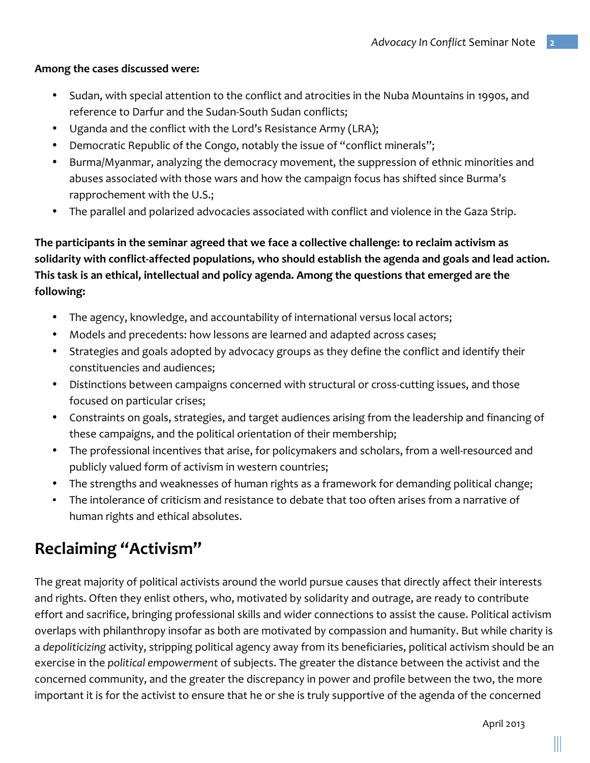**Among the cases discussed were:**

- Sudan, with special attention to the conflict and atrocities in the Nuba Mountains in 1990s, and reference to Darfur and the Sudan-South Sudan conflicts;
- Uganda and the conflict with the Lord's Resistance Army (LRA);
- Democratic Republic of the Congo, notably the issue of "conflict minerals";
- Burma/Myanmar, analyzing the democracy movement, the suppression of ethnic minorities and abuses associated with those wars and how the campaign focus has shifted since Burma's rapprochement with the U.S.;
- The parallel and polarized advocacies associated with conflict and violence in the Gaza Strip.

**The participants in the seminar agreed that we face a collective challenge: to reclaim activism as solidarity with conflict-affected populations, who should establish the agenda and goals and lead action. This task is an ethical, intellectual and policy agenda. Among the questions that emerged are the following:**

- The agency, knowledge, and accountability of international versus local actors;
- Models and precedents: how lessons are learned and adapted across cases;
- Strategies and goals adopted by advocacy groups as they define the conflict and identify their constituencies and audiences;
- Distinctions between campaigns concerned with structural or cross-cutting issues, and those focused on particular crises;
- Constraints on goals, strategies, and target audiences arising from the leadership and financing of these campaigns, and the political orientation of their membership;
- The professional incentives that arise, for policymakers and scholars, from a well-resourced and publicly valued form of activism in western countries;
- The strengths and weaknesses of human rights as a framework for demanding political change;
- The intolerance of criticism and resistance to debate that too often arises from a narrative of human rights and ethical absolutes.

## Reclaiming "Activism"

The great majority of political activists around the world pursue causes that directly affect their interests and rights. Often they enlist others, who, motivated by solidarity and outrage, are ready to contribute effort and sacrifice, bringing professional skills and wider connections to assist the cause. Political activism overlaps with philanthropy insofar as both are motivated by compassion and humanity. But while charity is a *depoliticizing* activity, stripping political agency away from its beneficiaries, political activism should be an exercise in the *political empowerment* of subjects. The greater the distance between the activist and the concerned community, and the greater the discrepancy in power and profile between the two, the more important it is for the activist to ensure that he or she is truly supportive of the agenda of the concerned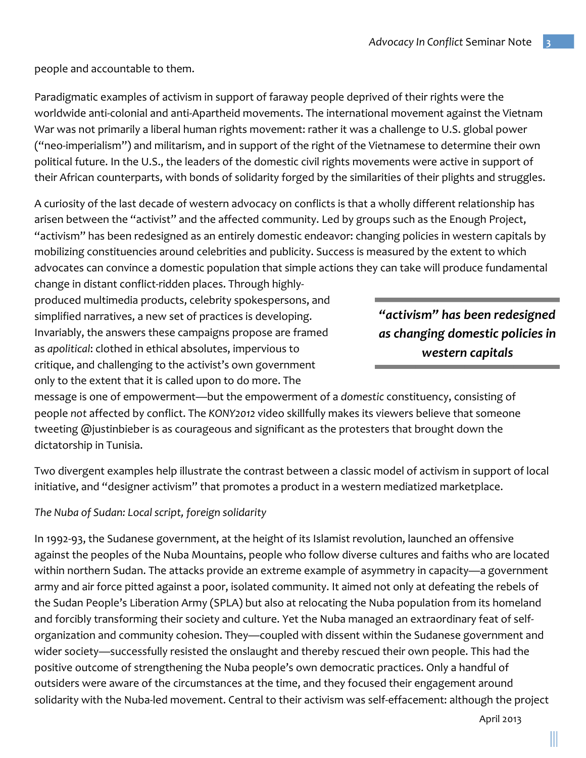people and accountable to them.

Paradigmatic examples of activism in support of faraway people deprived of their rights were the worldwide anti-colonial and anti-Apartheid movements. The international movement against the Vietnam War was not primarily a liberal human rights movement: rather it was a challenge to U.S. global power ("neo-imperialism") and militarism, and in support of the right of the Vietnamese to determine their own political future. In the U.S., the leaders of the domestic civil rights movements were active in support of their African counterparts, with bonds of solidarity forged by the similarities of their plights and struggles.

A curiosity of the last decade of western advocacy on conflicts is that a wholly different relationship has arisen between the "activist" and the affected community. Led by groups such as the Enough Project, "activism" has been redesigned as an entirely domestic endeavor: changing policies in western capitals by mobilizing constituencies around celebrities and publicity. Success is measured by the extent to which advocates can convince a domestic population that simple actions they can take will produce fundamental change in distant conflict-ridden places. Through highly-produced multimedia products, celebrity spokespersons, and simplified narratives, a new set of practices is developing. Invariably, the answers these campaigns propose are framed as *apolitical*: clothed in ethical absolutes, impervious to critique, and challenging to the activist's own government only to the extent that it is called upon to do more. The message is one of empowerment—but the empowerment of a *domestic* constituency, consisting of people *not* affected by conflict. The *KONY2012* video skillfully makes its viewers believe that someone tweeting @justinbieber is as courageous and significant as the protesters that brought down the dictatorship in Tunisia.

> ***"activism" has been redesigned as changing domestic policies in western capitals***

Two divergent examples help illustrate the contrast between a classic model of activism in support of local initiative, and "designer activism" that promotes a product in a western mediatized marketplace.

*The Nuba of Sudan: Local script, foreign solidarity*

In 1992-93, the Sudanese government, at the height of its Islamist revolution, launched an offensive against the peoples of the Nuba Mountains, people who follow diverse cultures and faiths who are located within northern Sudan. The attacks provide an extreme example of asymmetry in capacity—a government army and air force pitted against a poor, isolated community. It aimed not only at defeating the rebels of the Sudan People's Liberation Army (SPLA) but also at relocating the Nuba population from its homeland and forcibly transforming their society and culture. Yet the Nuba managed an extraordinary feat of self-organization and community cohesion. They—coupled with dissent within the Sudanese government and wider society—successfully resisted the onslaught and thereby rescued their own people. This had the positive outcome of strengthening the Nuba people's own democratic practices. Only a handful of outsiders were aware of the circumstances at the time, and they focused their engagement around solidarity with the Nuba-led movement. Central to their activism was self-effacement: although the project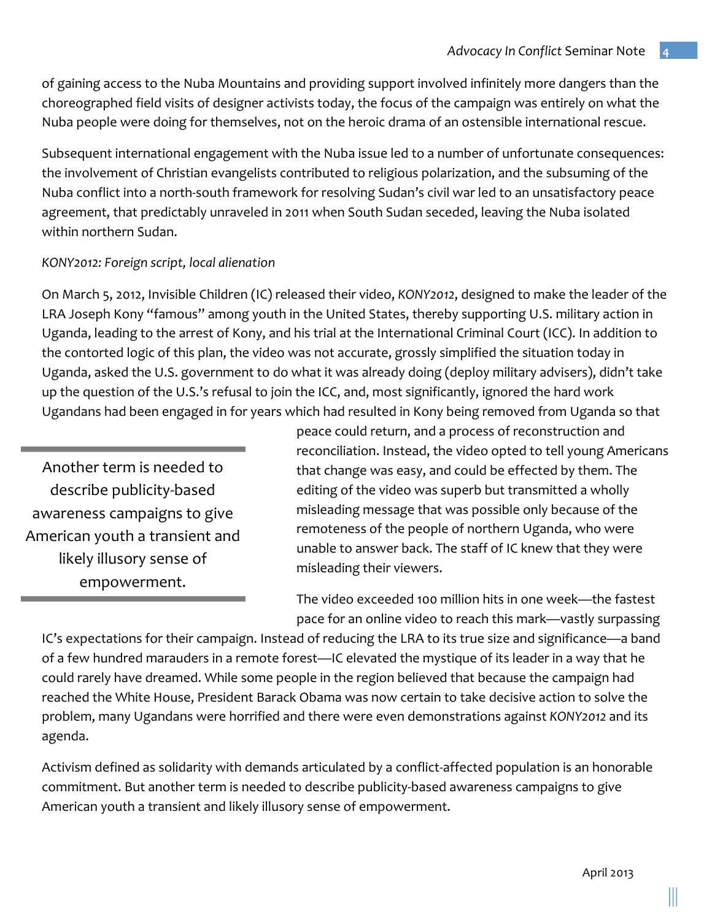of gaining access to the Nuba Mountains and providing support involved infinitely more dangers than the choreographed field visits of designer activists today, the focus of the campaign was entirely on what the Nuba people were doing for themselves, not on the heroic drama of an ostensible international rescue.

Subsequent international engagement with the Nuba issue led to a number of unfortunate consequences: the involvement of Christian evangelists contributed to religious polarization, and the subsuming of the Nuba conflict into a north-south framework for resolving Sudan's civil war led to an unsatisfactory peace agreement, that predictably unraveled in 2011 when South Sudan seceded, leaving the Nuba isolated within northern Sudan.

*KONY2012: Foreign script, local alienation*

On March 5, 2012, Invisible Children (IC) released their video, *KONY2012*, designed to make the leader of the LRA Joseph Kony "famous" among youth in the United States, thereby supporting U.S. military action in Uganda, leading to the arrest of Kony, and his trial at the International Criminal Court (ICC). In addition to the contorted logic of this plan, the video was not accurate, grossly simplified the situation today in Uganda, asked the U.S. government to do what it was already doing (deploy military advisers), didn't take up the question of the U.S.'s refusal to join the ICC, and, most significantly, ignored the hard work Ugandans had been engaged in for years which had resulted in Kony being removed from Uganda so that peace could return, and a process of reconstruction and reconciliation. Instead, the video opted to tell young Americans that change was easy, and could be effected by them. The editing of the video was superb but transmitted a wholly misleading message that was possible only because of the remoteness of the people of northern Uganda, who were unable to answer back. The staff of IC knew that they were misleading their viewers.

> Another term is needed to describe publicity-based awareness campaigns to give American youth a transient and likely illusory sense of empowerment.

The video exceeded 100 million hits in one week—the fastest pace for an online video to reach this mark—vastly surpassing IC's expectations for their campaign. Instead of reducing the LRA to its true size and significance—a band of a few hundred marauders in a remote forest—IC elevated the mystique of its leader in a way that he could rarely have dreamed. While some people in the region believed that because the campaign had reached the White House, President Barack Obama was now certain to take decisive action to solve the problem, many Ugandans were horrified and there were even demonstrations against *KONY2012* and its agenda.

Activism defined as solidarity with demands articulated by a conflict-affected population is an honorable commitment. But another term is needed to describe publicity-based awareness campaigns to give American youth a transient and likely illusory sense of empowerment.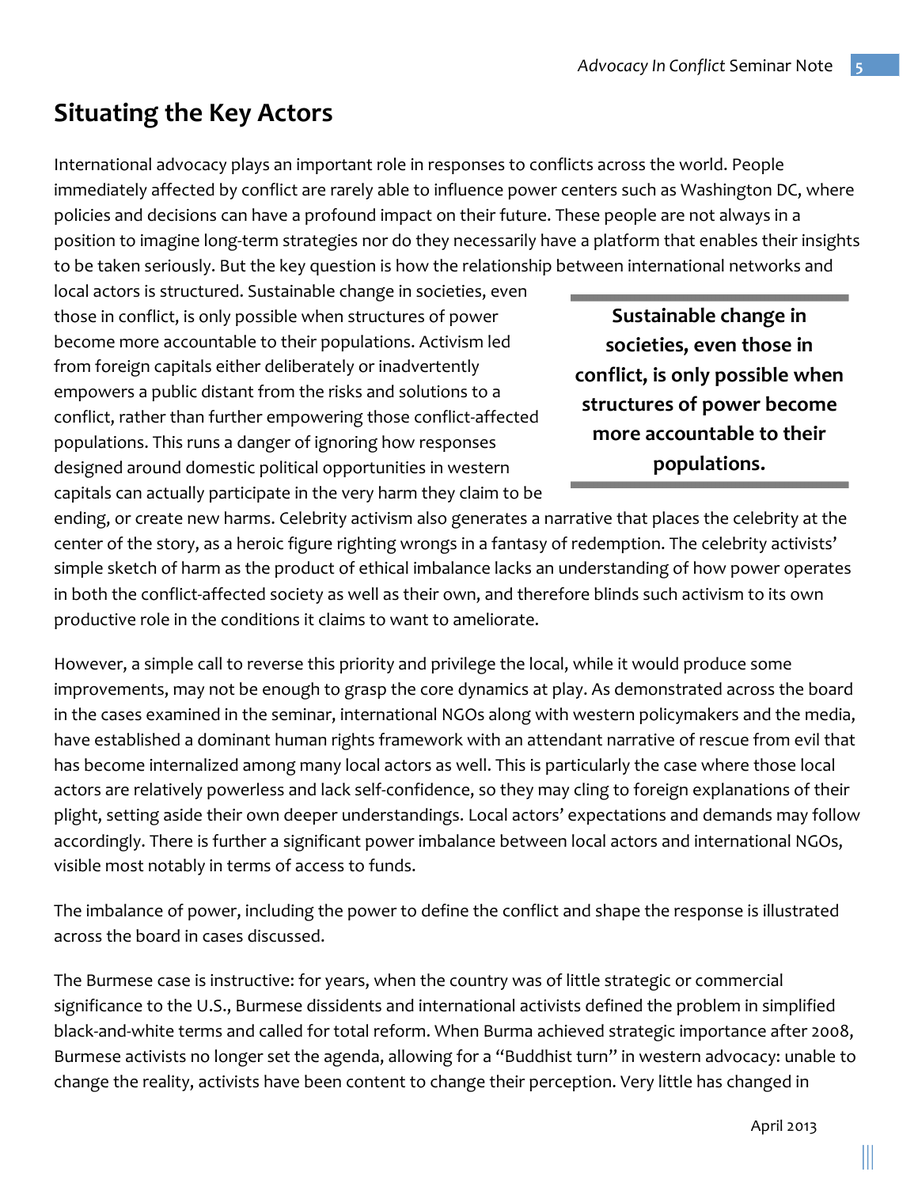## Situating the Key Actors

International advocacy plays an important role in responses to conflicts across the world. People immediately affected by conflict are rarely able to influence power centers such as Washington DC, where policies and decisions can have a profound impact on their future. These people are not always in a position to imagine long-term strategies nor do they necessarily have a platform that enables their insights to be taken seriously. But the key question is how the relationship between international networks and local actors is structured. Sustainable change in societies, even those in conflict, is only possible when structures of power become more accountable to their populations. Activism led from foreign capitals either deliberately or inadvertently empowers a public distant from the risks and solutions to a conflict, rather than further empowering those conflict-affected populations. This runs a danger of ignoring how responses designed around domestic political opportunities in western capitals can actually participate in the very harm they claim to be ending, or create new harms. Celebrity activism also generates a narrative that places the celebrity at the center of the story, as a heroic figure righting wrongs in a fantasy of redemption. The celebrity activists' simple sketch of harm as the product of ethical imbalance lacks an understanding of how power operates in both the conflict-affected society as well as their own, and therefore blinds such activism to its own productive role in the conditions it claims to want to ameliorate.

> **Sustainable change in societies, even those in conflict, is only possible when structures of power become more accountable to their populations.**

However, a simple call to reverse this priority and privilege the local, while it would produce some improvements, may not be enough to grasp the core dynamics at play. As demonstrated across the board in the cases examined in the seminar, international NGOs along with western policymakers and the media, have established a dominant human rights framework with an attendant narrative of rescue from evil that has become internalized among many local actors as well. This is particularly the case where those local actors are relatively powerless and lack self-confidence, so they may cling to foreign explanations of their plight, setting aside their own deeper understandings. Local actors' expectations and demands may follow accordingly. There is further a significant power imbalance between local actors and international NGOs, visible most notably in terms of access to funds.

The imbalance of power, including the power to define the conflict and shape the response is illustrated across the board in cases discussed.

The Burmese case is instructive: for years, when the country was of little strategic or commercial significance to the U.S., Burmese dissidents and international activists defined the problem in simplified black-and-white terms and called for total reform. When Burma achieved strategic importance after 2008, Burmese activists no longer set the agenda, allowing for a "Buddhist turn" in western advocacy: unable to change the reality, activists have been content to change their perception. Very little has changed in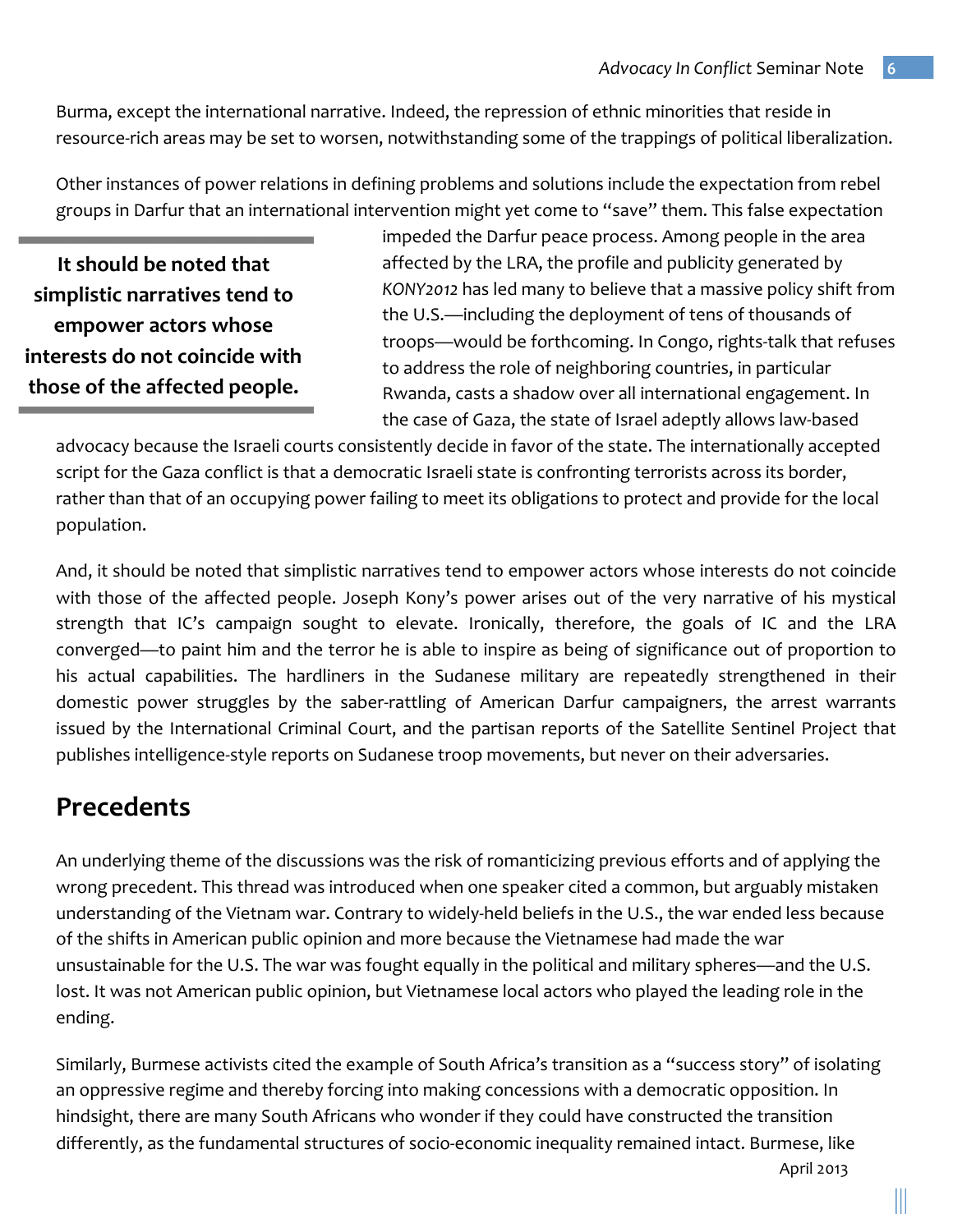Burma, except the international narrative. Indeed, the repression of ethnic minorities that reside in resource-rich areas may be set to worsen, notwithstanding some of the trappings of political liberalization.

Other instances of power relations in defining problems and solutions include the expectation from rebel groups in Darfur that an international intervention might yet come to "save" them. This false expectation impeded the Darfur peace process. Among people in the area affected by the LRA, the profile and publicity generated by *KONY2012* has led many to believe that a massive policy shift from the U.S.—including the deployment of tens of thousands of troops—would be forthcoming. In Congo, rights-talk that refuses to address the role of neighboring countries, in particular Rwanda, casts a shadow over all international engagement. In the case of Gaza, the state of Israel adeptly allows law-based advocacy because the Israeli courts consistently decide in favor of the state. The internationally accepted script for the Gaza conflict is that a democratic Israeli state is confronting terrorists across its border, rather than that of an occupying power failing to meet its obligations to protect and provide for the local population.

**It should be noted that simplistic narratives tend to empower actors whose interests do not coincide with those of the affected people.**

And, it should be noted that simplistic narratives tend to empower actors whose interests do not coincide with those of the affected people. Joseph Kony's power arises out of the very narrative of his mystical strength that IC's campaign sought to elevate. Ironically, therefore, the goals of IC and the LRA converged—to paint him and the terror he is able to inspire as being of significance out of proportion to his actual capabilities. The hardliners in the Sudanese military are repeatedly strengthened in their domestic power struggles by the saber-rattling of American Darfur campaigners, the arrest warrants issued by the International Criminal Court, and the partisan reports of the Satellite Sentinel Project that publishes intelligence-style reports on Sudanese troop movements, but never on their adversaries.

## Precedents

An underlying theme of the discussions was the risk of romanticizing previous efforts and of applying the wrong precedent. This thread was introduced when one speaker cited a common, but arguably mistaken understanding of the Vietnam war. Contrary to widely-held beliefs in the U.S., the war ended less because of the shifts in American public opinion and more because the Vietnamese had made the war unsustainable for the U.S. The war was fought equally in the political and military spheres—and the U.S. lost. It was not American public opinion, but Vietnamese local actors who played the leading role in the ending.

Similarly, Burmese activists cited the example of South Africa's transition as a "success story" of isolating an oppressive regime and thereby forcing into making concessions with a democratic opposition. In hindsight, there are many South Africans who wonder if they could have constructed the transition differently, as the fundamental structures of socio-economic inequality remained intact. Burmese, like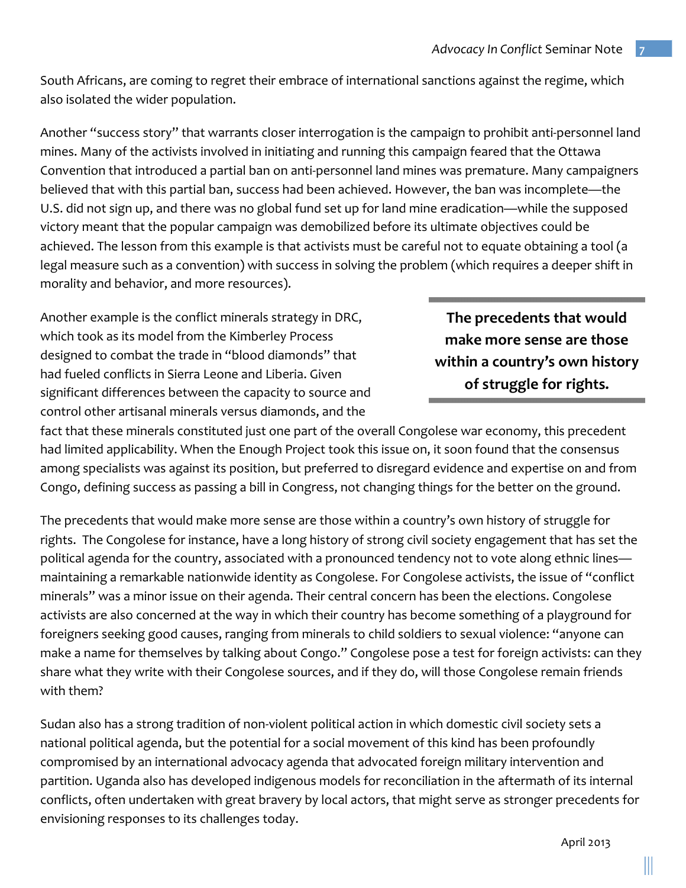South Africans, are coming to regret their embrace of international sanctions against the regime, which also isolated the wider population.

Another "success story" that warrants closer interrogation is the campaign to prohibit anti-personnel land mines. Many of the activists involved in initiating and running this campaign feared that the Ottawa Convention that introduced a partial ban on anti-personnel land mines was premature. Many campaigners believed that with this partial ban, success had been achieved. However, the ban was incomplete—the U.S. did not sign up, and there was no global fund set up for land mine eradication—while the supposed victory meant that the popular campaign was demobilized before its ultimate objectives could be achieved. The lesson from this example is that activists must be careful not to equate obtaining a tool (a legal measure such as a convention) with success in solving the problem (which requires a deeper shift in morality and behavior, and more resources).

Another example is the conflict minerals strategy in DRC, which took as its model from the Kimberley Process designed to combat the trade in "blood diamonds" that had fueled conflicts in Sierra Leone and Liberia. Given significant differences between the capacity to source and control other artisanal minerals versus diamonds, and the fact that these minerals constituted just one part of the overall Congolese war economy, this precedent had limited applicability. When the Enough Project took this issue on, it soon found that the consensus among specialists was against its position, but preferred to disregard evidence and expertise on and from Congo, defining success as passing a bill in Congress, not changing things for the better on the ground.

**The precedents that would make more sense are those within a country's own history of struggle for rights.**

The precedents that would make more sense are those within a country's own history of struggle for rights. The Congolese for instance, have a long history of strong civil society engagement that has set the political agenda for the country, associated with a pronounced tendency not to vote along ethnic lines—maintaining a remarkable nationwide identity as Congolese. For Congolese activists, the issue of "conflict minerals" was a minor issue on their agenda. Their central concern has been the elections. Congolese activists are also concerned at the way in which their country has become something of a playground for foreigners seeking good causes, ranging from minerals to child soldiers to sexual violence: "anyone can make a name for themselves by talking about Congo." Congolese pose a test for foreign activists: can they share what they write with their Congolese sources, and if they do, will those Congolese remain friends with them?

Sudan also has a strong tradition of non-violent political action in which domestic civil society sets a national political agenda, but the potential for a social movement of this kind has been profoundly compromised by an international advocacy agenda that advocated foreign military intervention and partition. Uganda also has developed indigenous models for reconciliation in the aftermath of its internal conflicts, often undertaken with great bravery by local actors, that might serve as stronger precedents for envisioning responses to its challenges today.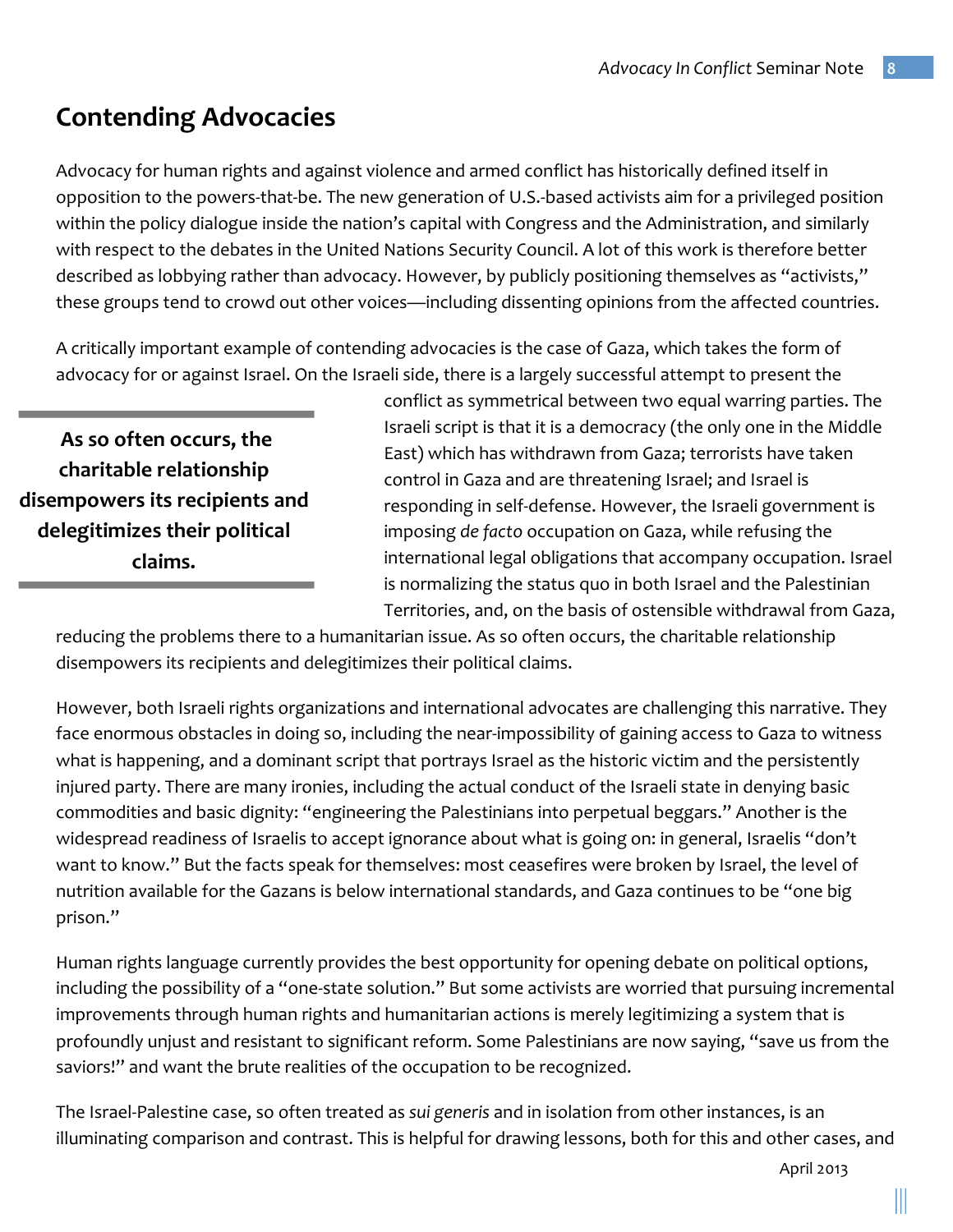## Contending Advocacies

Advocacy for human rights and against violence and armed conflict has historically defined itself in opposition to the powers-that-be. The new generation of U.S.-based activists aim for a privileged position within the policy dialogue inside the nation's capital with Congress and the Administration, and similarly with respect to the debates in the United Nations Security Council. A lot of this work is therefore better described as lobbying rather than advocacy. However, by publicly positioning themselves as "activists," these groups tend to crowd out other voices—including dissenting opinions from the affected countries.

A critically important example of contending advocacies is the case of Gaza, which takes the form of advocacy for or against Israel. On the Israeli side, there is a largely successful attempt to present the conflict as symmetrical between two equal warring parties. The Israeli script is that it is a democracy (the only one in the Middle East) which has withdrawn from Gaza; terrorists have taken control in Gaza and are threatening Israel; and Israel is responding in self-defense. However, the Israeli government is imposing *de facto* occupation on Gaza, while refusing the international legal obligations that accompany occupation. Israel is normalizing the status quo in both Israel and the Palestinian Territories, and, on the basis of ostensible withdrawal from Gaza, reducing the problems there to a humanitarian issue. As so often occurs, the charitable relationship disempowers its recipients and delegitimizes their political claims.

> **As so often occurs, the charitable relationship disempowers its recipients and delegitimizes their political claims.**

However, both Israeli rights organizations and international advocates are challenging this narrative. They face enormous obstacles in doing so, including the near-impossibility of gaining access to Gaza to witness what is happening, and a dominant script that portrays Israel as the historic victim and the persistently injured party. There are many ironies, including the actual conduct of the Israeli state in denying basic commodities and basic dignity: "engineering the Palestinians into perpetual beggars." Another is the widespread readiness of Israelis to accept ignorance about what is going on: in general, Israelis "don't want to know." But the facts speak for themselves: most ceasefires were broken by Israel, the level of nutrition available for the Gazans is below international standards, and Gaza continues to be "one big prison."

Human rights language currently provides the best opportunity for opening debate on political options, including the possibility of a "one-state solution." But some activists are worried that pursuing incremental improvements through human rights and humanitarian actions is merely legitimizing a system that is profoundly unjust and resistant to significant reform. Some Palestinians are now saying, "save us from the saviors!" and want the brute realities of the occupation to be recognized.

The Israel-Palestine case, so often treated as *sui generis* and in isolation from other instances, is an illuminating comparison and contrast. This is helpful for drawing lessons, both for this and other cases, and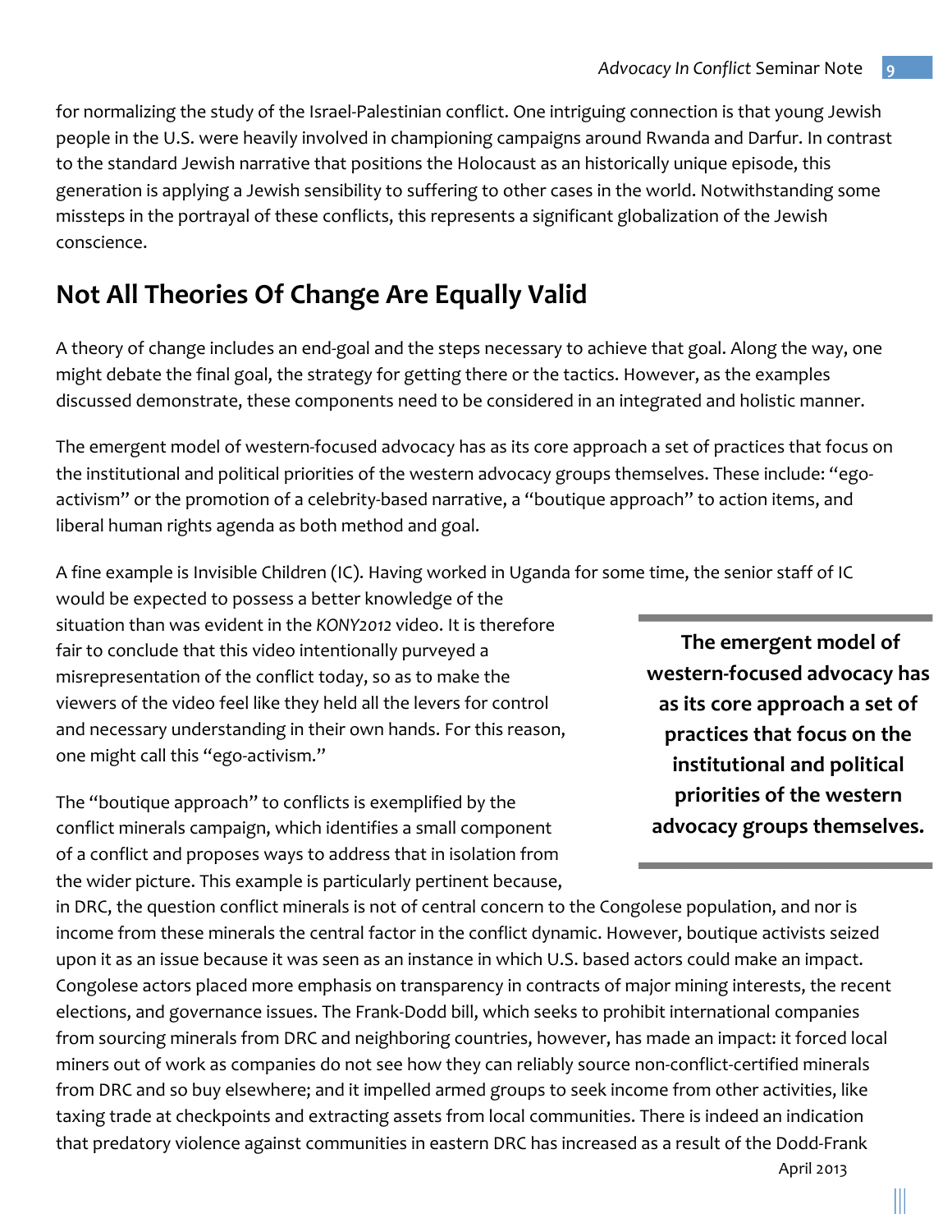for normalizing the study of the Israel-Palestinian conflict. One intriguing connection is that young Jewish people in the U.S. were heavily involved in championing campaigns around Rwanda and Darfur. In contrast to the standard Jewish narrative that positions the Holocaust as an historically unique episode, this generation is applying a Jewish sensibility to suffering to other cases in the world. Notwithstanding some missteps in the portrayal of these conflicts, this represents a significant globalization of the Jewish conscience.

## Not All Theories Of Change Are Equally Valid

A theory of change includes an end-goal and the steps necessary to achieve that goal. Along the way, one might debate the final goal, the strategy for getting there or the tactics. However, as the examples discussed demonstrate, these components need to be considered in an integrated and holistic manner.

The emergent model of western-focused advocacy has as its core approach a set of practices that focus on the institutional and political priorities of the western advocacy groups themselves. These include: "ego-activism" or the promotion of a celebrity-based narrative, a "boutique approach" to action items, and liberal human rights agenda as both method and goal.

> **The emergent model of western-focused advocacy has as its core approach a set of practices that focus on the institutional and political priorities of the western advocacy groups themselves.**

A fine example is Invisible Children (IC). Having worked in Uganda for some time, the senior staff of IC would be expected to possess a better knowledge of the situation than was evident in the *KONY2012* video. It is therefore fair to conclude that this video intentionally purveyed a misrepresentation of the conflict today, so as to make the viewers of the video feel like they held all the levers for control and necessary understanding in their own hands. For this reason, one might call this "ego-activism."

The "boutique approach" to conflicts is exemplified by the conflict minerals campaign, which identifies a small component of a conflict and proposes ways to address that in isolation from the wider picture. This example is particularly pertinent because, in DRC, the question conflict minerals is not of central concern to the Congolese population, and nor is income from these minerals the central factor in the conflict dynamic. However, boutique activists seized upon it as an issue because it was seen as an instance in which U.S. based actors could make an impact. Congolese actors placed more emphasis on transparency in contracts of major mining interests, the recent elections, and governance issues. The Frank-Dodd bill, which seeks to prohibit international companies from sourcing minerals from DRC and neighboring countries, however, has made an impact: it forced local miners out of work as companies do not see how they can reliably source non-conflict-certified minerals from DRC and so buy elsewhere; and it impelled armed groups to seek income from other activities, like taxing trade at checkpoints and extracting assets from local communities. There is indeed an indication that predatory violence against communities in eastern DRC has increased as a result of the Dodd-Frank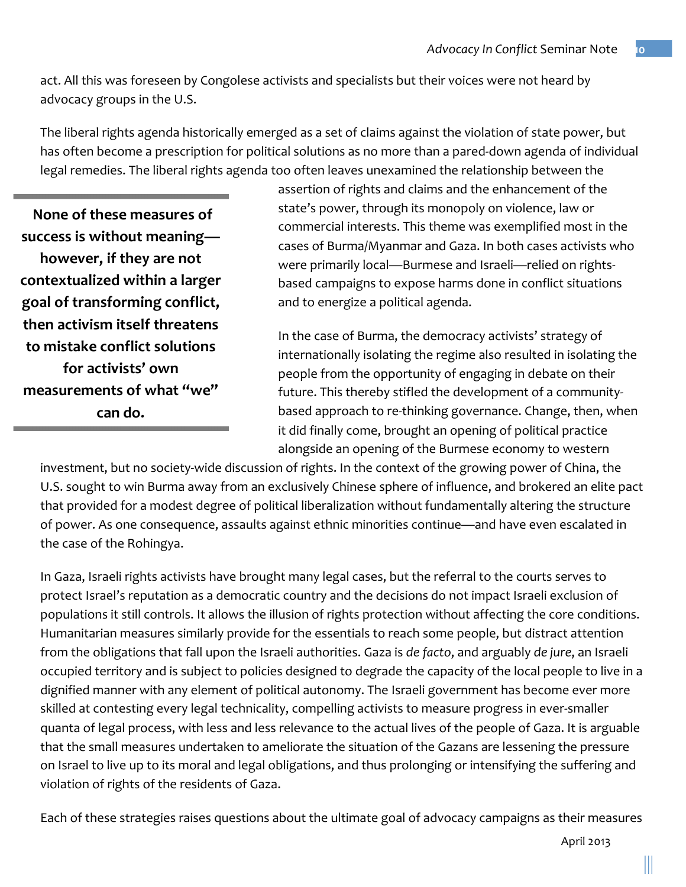act. All this was foreseen by Congolese activists and specialists but their voices were not heard by advocacy groups in the U.S.

The liberal rights agenda historically emerged as a set of claims against the violation of state power, but has often become a prescription for political solutions as no more than a pared-down agenda of individual legal remedies. The liberal rights agenda too often leaves unexamined the relationship between the assertion of rights and claims and the enhancement of the state's power, through its monopoly on violence, law or commercial interests. This theme was exemplified most in the cases of Burma/Myanmar and Gaza. In both cases activists who were primarily local—Burmese and Israeli—relied on rights-based campaigns to expose harms done in conflict situations and to energize a political agenda.

**None of these measures of success is without meaning—however, if they are not contextualized within a larger goal of transforming conflict, then activism itself threatens to mistake conflict solutions for activists' own measurements of what "we" can do.**

In the case of Burma, the democracy activists' strategy of internationally isolating the regime also resulted in isolating the people from the opportunity of engaging in debate on their future. This thereby stifled the development of a community-based approach to re-thinking governance. Change, then, when it did finally come, brought an opening of political practice alongside an opening of the Burmese economy to western investment, but no society-wide discussion of rights. In the context of the growing power of China, the U.S. sought to win Burma away from an exclusively Chinese sphere of influence, and brokered an elite pact that provided for a modest degree of political liberalization without fundamentally altering the structure of power. As one consequence, assaults against ethnic minorities continue—and have even escalated in the case of the Rohingya.

In Gaza, Israeli rights activists have brought many legal cases, but the referral to the courts serves to protect Israel's reputation as a democratic country and the decisions do not impact Israeli exclusion of populations it still controls. It allows the illusion of rights protection without affecting the core conditions. Humanitarian measures similarly provide for the essentials to reach some people, but distract attention from the obligations that fall upon the Israeli authorities. Gaza is *de facto*, and arguably *de jure*, an Israeli occupied territory and is subject to policies designed to degrade the capacity of the local people to live in a dignified manner with any element of political autonomy. The Israeli government has become ever more skilled at contesting every legal technicality, compelling activists to measure progress in ever-smaller quanta of legal process, with less and less relevance to the actual lives of the people of Gaza. It is arguable that the small measures undertaken to ameliorate the situation of the Gazans are lessening the pressure on Israel to live up to its moral and legal obligations, and thus prolonging or intensifying the suffering and violation of rights of the residents of Gaza.

Each of these strategies raises questions about the ultimate goal of advocacy campaigns as their measures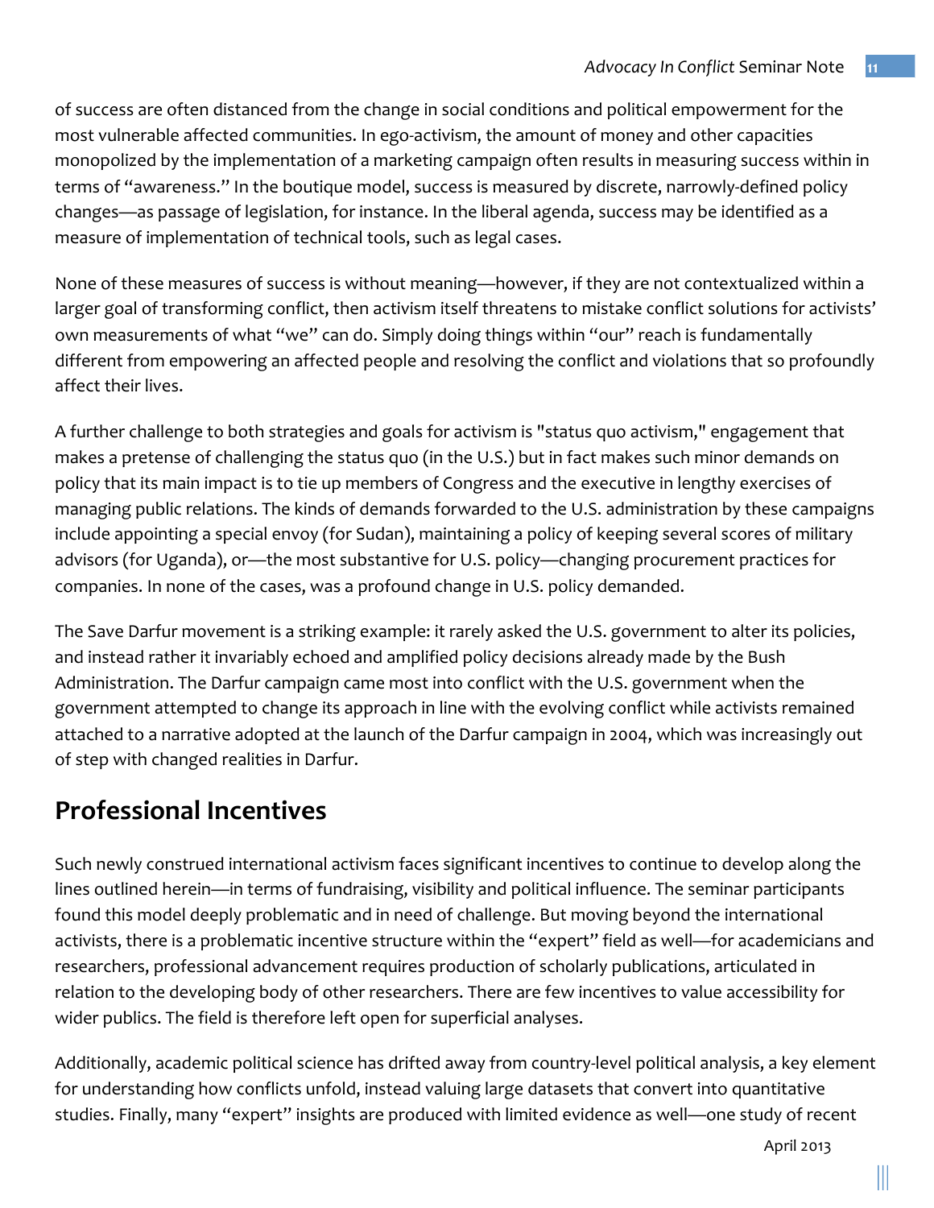of success are often distanced from the change in social conditions and political empowerment for the most vulnerable affected communities. In ego-activism, the amount of money and other capacities monopolized by the implementation of a marketing campaign often results in measuring success within in terms of "awareness." In the boutique model, success is measured by discrete, narrowly-defined policy changes—as passage of legislation, for instance. In the liberal agenda, success may be identified as a measure of implementation of technical tools, such as legal cases.

None of these measures of success is without meaning—however, if they are not contextualized within a larger goal of transforming conflict, then activism itself threatens to mistake conflict solutions for activists' own measurements of what "we" can do. Simply doing things within "our" reach is fundamentally different from empowering an affected people and resolving the conflict and violations that so profoundly affect their lives.

A further challenge to both strategies and goals for activism is "status quo activism," engagement that makes a pretense of challenging the status quo (in the U.S.) but in fact makes such minor demands on policy that its main impact is to tie up members of Congress and the executive in lengthy exercises of managing public relations. The kinds of demands forwarded to the U.S. administration by these campaigns include appointing a special envoy (for Sudan), maintaining a policy of keeping several scores of military advisors (for Uganda), or—the most substantive for U.S. policy—changing procurement practices for companies. In none of the cases, was a profound change in U.S. policy demanded.

The Save Darfur movement is a striking example: it rarely asked the U.S. government to alter its policies, and instead rather it invariably echoed and amplified policy decisions already made by the Bush Administration. The Darfur campaign came most into conflict with the U.S. government when the government attempted to change its approach in line with the evolving conflict while activists remained attached to a narrative adopted at the launch of the Darfur campaign in 2004, which was increasingly out of step with changed realities in Darfur.

## Professional Incentives

Such newly construed international activism faces significant incentives to continue to develop along the lines outlined herein—in terms of fundraising, visibility and political influence. The seminar participants found this model deeply problematic and in need of challenge. But moving beyond the international activists, there is a problematic incentive structure within the "expert" field as well—for academicians and researchers, professional advancement requires production of scholarly publications, articulated in relation to the developing body of other researchers. There are few incentives to value accessibility for wider publics. The field is therefore left open for superficial analyses.

Additionally, academic political science has drifted away from country-level political analysis, a key element for understanding how conflicts unfold, instead valuing large datasets that convert into quantitative studies. Finally, many "expert" insights are produced with limited evidence as well—one study of recent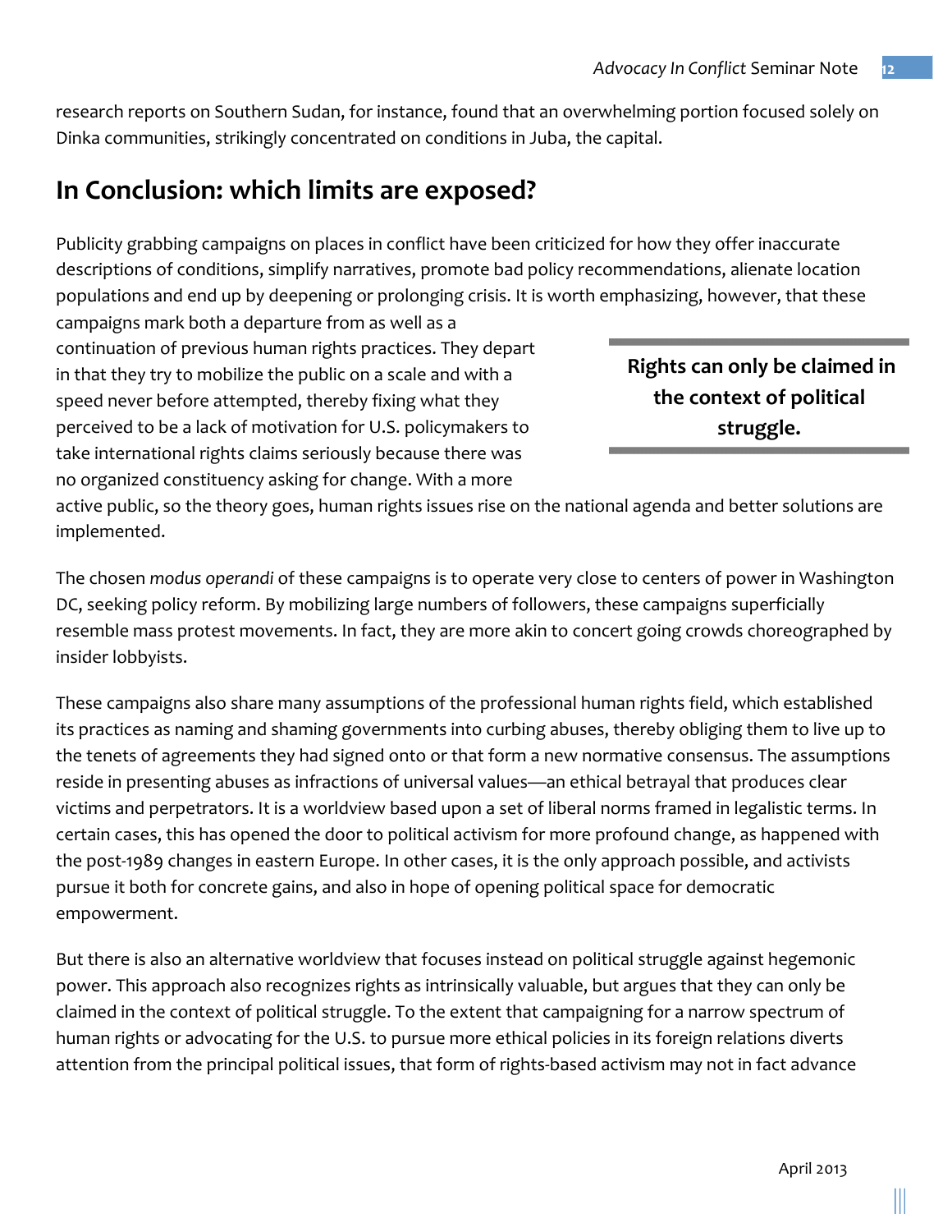research reports on Southern Sudan, for instance, found that an overwhelming portion focused solely on Dinka communities, strikingly concentrated on conditions in Juba, the capital.

## In Conclusion: which limits are exposed?

Publicity grabbing campaigns on places in conflict have been criticized for how they offer inaccurate descriptions of conditions, simplify narratives, promote bad policy recommendations, alienate location populations and end up by deepening or prolonging crisis. It is worth emphasizing, however, that these campaigns mark both a departure from as well as a continuation of previous human rights practices. They depart in that they try to mobilize the public on a scale and with a speed never before attempted, thereby fixing what they perceived to be a lack of motivation for U.S. policymakers to take international rights claims seriously because there was no organized constituency asking for change. With a more active public, so the theory goes, human rights issues rise on the national agenda and better solutions are implemented.

**Rights can only be claimed in the context of political struggle.**

The chosen *modus operandi* of these campaigns is to operate very close to centers of power in Washington DC, seeking policy reform. By mobilizing large numbers of followers, these campaigns superficially resemble mass protest movements. In fact, they are more akin to concert going crowds choreographed by insider lobbyists.

These campaigns also share many assumptions of the professional human rights field, which established its practices as naming and shaming governments into curbing abuses, thereby obliging them to live up to the tenets of agreements they had signed onto or that form a new normative consensus. The assumptions reside in presenting abuses as infractions of universal values—an ethical betrayal that produces clear victims and perpetrators. It is a worldview based upon a set of liberal norms framed in legalistic terms. In certain cases, this has opened the door to political activism for more profound change, as happened with the post-1989 changes in eastern Europe. In other cases, it is the only approach possible, and activists pursue it both for concrete gains, and also in hope of opening political space for democratic empowerment.

But there is also an alternative worldview that focuses instead on political struggle against hegemonic power. This approach also recognizes rights as intrinsically valuable, but argues that they can only be claimed in the context of political struggle. To the extent that campaigning for a narrow spectrum of human rights or advocating for the U.S. to pursue more ethical policies in its foreign relations diverts attention from the principal political issues, that form of rights-based activism may not in fact advance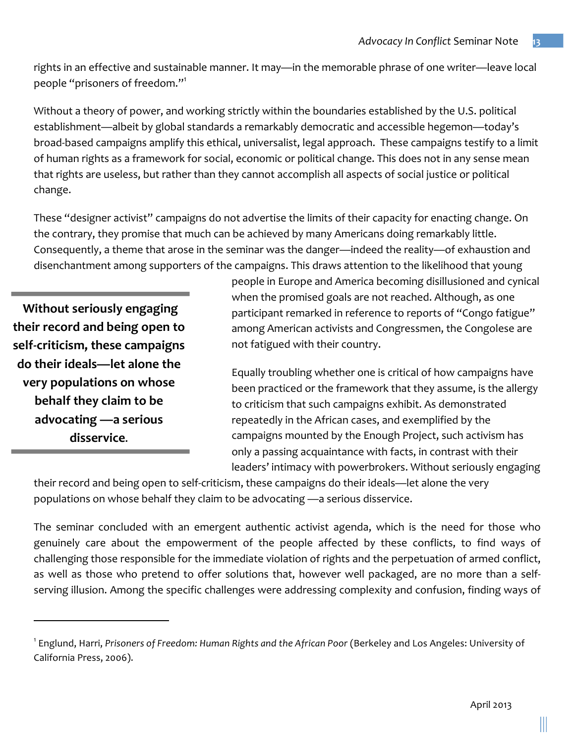rights in an effective and sustainable manner. It may—in the memorable phrase of one writer—leave local people "prisoners of freedom."[1]

Without a theory of power, and working strictly within the boundaries established by the U.S. political establishment—albeit by global standards a remarkably democratic and accessible hegemon—today's broad-based campaigns amplify this ethical, universalist, legal approach. These campaigns testify to a limit of human rights as a framework for social, economic or political change. This does not in any sense mean that rights are useless, but rather than they cannot accomplish all aspects of social justice or political change.

These "designer activist" campaigns do not advertise the limits of their capacity for enacting change. On the contrary, they promise that much can be achieved by many Americans doing remarkably little. Consequently, a theme that arose in the seminar was the danger—indeed the reality—of exhaustion and disenchantment among supporters of the campaigns. This draws attention to the likelihood that young people in Europe and America becoming disillusioned and cynical when the promised goals are not reached. Although, as one participant remarked in reference to reports of "Congo fatigue" among American activists and Congressmen, the Congolese are not fatigued with their country.

> **Without seriously engaging their record and being open to self-criticism, these campaigns do their ideals—let alone the very populations on whose behalf they claim to be advocating —a serious disservice.**

Equally troubling whether one is critical of how campaigns have been practiced or the framework that they assume, is the allergy to criticism that such campaigns exhibit. As demonstrated repeatedly in the African cases, and exemplified by the campaigns mounted by the Enough Project, such activism has only a passing acquaintance with facts, in contrast with their leaders' intimacy with powerbrokers. Without seriously engaging their record and being open to self-criticism, these campaigns do their ideals—let alone the very populations on whose behalf they claim to be advocating —a serious disservice.

The seminar concluded with an emergent authentic activist agenda, which is the need for those who genuinely care about the empowerment of the people affected by these conflicts, to find ways of challenging those responsible for the immediate violation of rights and the perpetuation of armed conflict, as well as those who pretend to offer solutions that, however well packaged, are no more than a self-serving illusion. Among the specific challenges were addressing complexity and confusion, finding ways of

---

[1] Englund, Harri, *Prisoners of Freedom: Human Rights and the African Poor* (Berkeley and Los Angeles: University of California Press, 2006).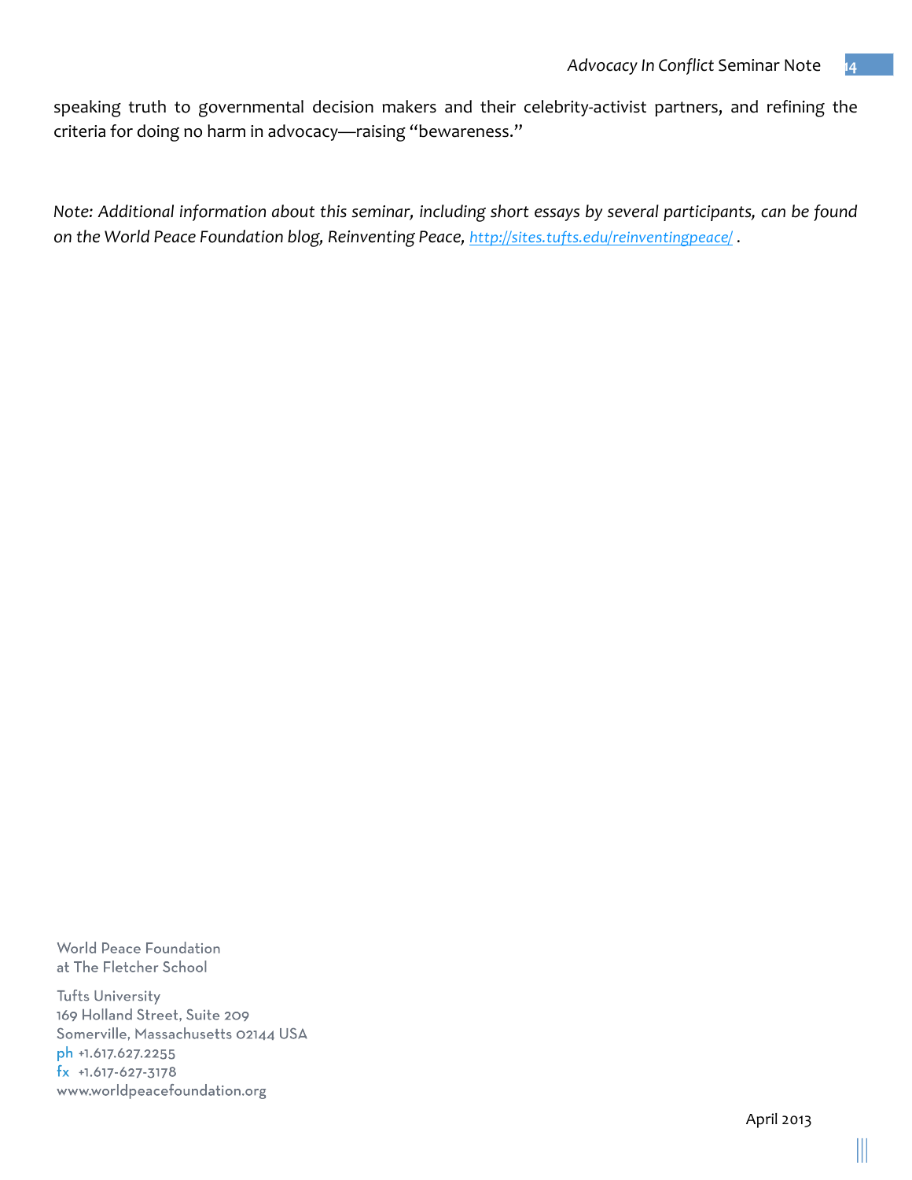speaking truth to governmental decision makers and their celebrity-activist partners, and refining the criteria for doing no harm in advocacy—raising "bewareness."

*Note: Additional information about this seminar, including short essays by several participants, can be found on the World Peace Foundation blog, Reinventing Peace, [http://sites.tufts.edu/reinventingpeace/](http://sites.tufts.edu/reinventingpeace/) .*

World Peace Foundation
at The Fletcher School

Tufts University
169 Holland Street, Suite 209
Somerville, Massachusetts 02144 USA
ph +1.617.627.2255
fx +1.617-627-3178
www.worldpeacefoundation.org

April 2013